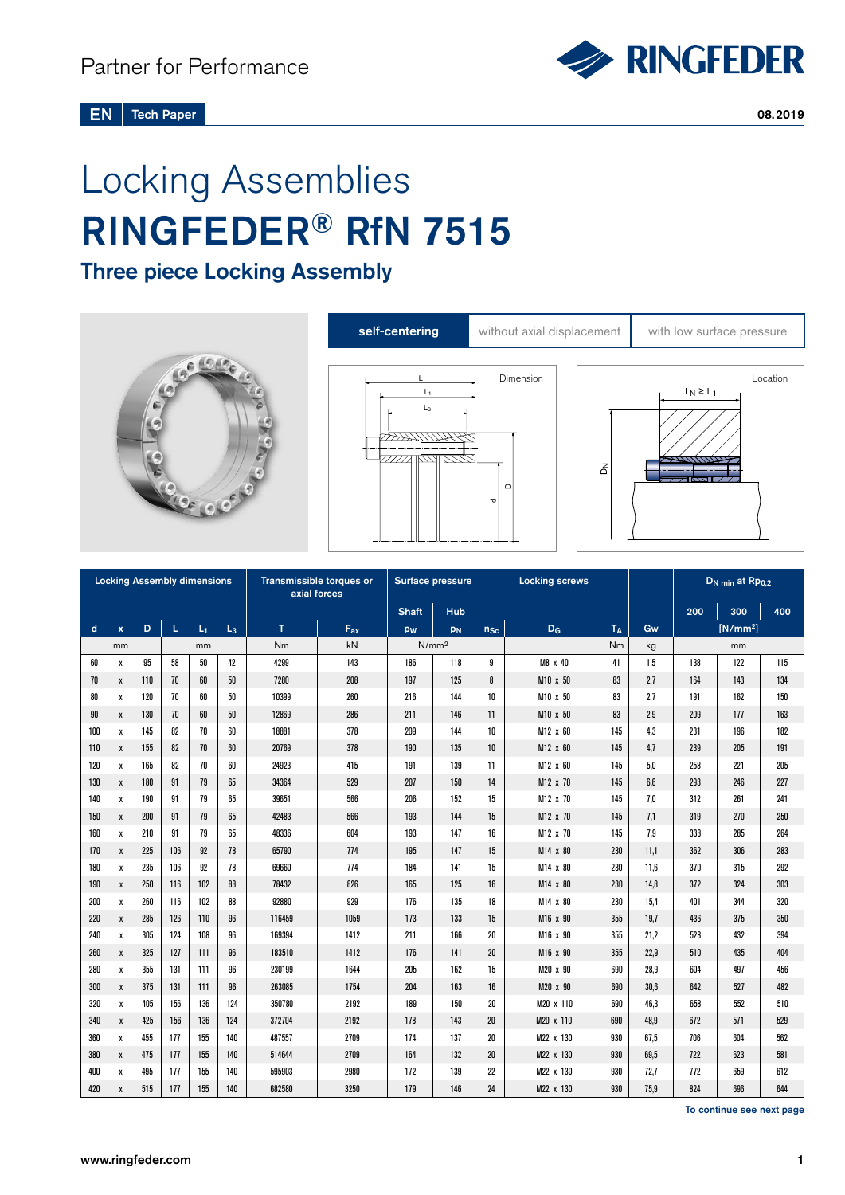Partner for Performance

**EN** Tech Paper

08.2019

# Locking Assemblies

# RINGFEDER® RfN 7515

## Three piece Locking Assembly

**self-centering** | without axial displacement | with low surface pressure

Dimension: L, $L_1$, $L_3$, D, d

Location: $L_N \geq L_1$, $D_N$

| Locking Assembly dimensions | | | | | | Transmissible torques or axial forces | | Surface pressure | | Locking screws | | | | $D_{N\,min}$ at $Rp_{0,2}$ | | |
|---|---|---|---|---|---|---|---|---|---|---|---|---|---|---|---|---|
| | | | | | | | | Shaft | Hub | | | | | 200 | 300 | 400 |
| d | x | D | L | $L_1$ | $L_3$ | T | $F_{ax}$ | $p_W$ | $p_N$ | $n_{Sc}$ | $D_G$ | $T_A$ | Gw | | [N/mm²] | |
| mm | | | mm | | | Nm | kN | N/mm² | | | | Nm | kg | | mm | |
| 60 | x | 95 | 58 | 50 | 42 | 4299 | 143 | 186 | 118 | 9 | M8 x 40 | 41 | 1,5 | 138 | 122 | 115 |
| 70 | x | 110 | 70 | 60 | 50 | 7280 | 208 | 197 | 125 | 8 | M10 x 50 | 83 | 2,7 | 164 | 143 | 134 |
| 80 | x | 120 | 70 | 60 | 50 | 10399 | 260 | 216 | 144 | 10 | M10 x 50 | 83 | 2,7 | 191 | 162 | 150 |
| 90 | x | 130 | 70 | 60 | 50 | 12869 | 286 | 211 | 146 | 11 | M10 x 50 | 83 | 2,9 | 209 | 177 | 163 |
| 100 | x | 145 | 82 | 70 | 60 | 18881 | 378 | 209 | 144 | 10 | M12 x 60 | 145 | 4,3 | 231 | 196 | 182 |
| 110 | x | 155 | 82 | 70 | 60 | 20769 | 378 | 190 | 135 | 10 | M12 x 60 | 145 | 4,7 | 239 | 205 | 191 |
| 120 | x | 165 | 82 | 70 | 60 | 24923 | 415 | 191 | 139 | 11 | M12 x 60 | 145 | 5,0 | 258 | 221 | 205 |
| 130 | x | 180 | 91 | 79 | 65 | 34364 | 529 | 207 | 150 | 14 | M12 x 70 | 145 | 6,6 | 293 | 246 | 227 |
| 140 | x | 190 | 91 | 79 | 65 | 39651 | 566 | 206 | 152 | 15 | M12 x 70 | 145 | 7,0 | 312 | 261 | 241 |
| 150 | x | 200 | 91 | 79 | 65 | 42483 | 566 | 193 | 144 | 15 | M12 x 70 | 145 | 7,1 | 319 | 270 | 250 |
| 160 | x | 210 | 91 | 79 | 65 | 48336 | 604 | 193 | 147 | 16 | M12 x 70 | 145 | 7,9 | 338 | 285 | 264 |
| 170 | x | 225 | 106 | 92 | 78 | 65790 | 774 | 195 | 147 | 15 | M14 x 80 | 230 | 11,1 | 362 | 306 | 283 |
| 180 | x | 235 | 106 | 92 | 78 | 69660 | 774 | 184 | 141 | 15 | M14 x 80 | 230 | 11,6 | 370 | 315 | 292 |
| 190 | x | 250 | 116 | 102 | 88 | 78432 | 826 | 165 | 125 | 16 | M14 x 80 | 230 | 14,8 | 372 | 324 | 303 |
| 200 | x | 260 | 116 | 102 | 88 | 92880 | 929 | 176 | 135 | 18 | M14 x 80 | 230 | 15,4 | 401 | 344 | 320 |
| 220 | x | 285 | 126 | 110 | 96 | 116459 | 1059 | 173 | 133 | 15 | M16 x 90 | 355 | 19,7 | 436 | 375 | 350 |
| 240 | x | 305 | 124 | 108 | 96 | 169394 | 1412 | 211 | 166 | 20 | M16 x 90 | 355 | 21,2 | 528 | 432 | 394 |
| 260 | x | 325 | 127 | 111 | 96 | 183510 | 1412 | 176 | 141 | 20 | M16 x 90 | 355 | 22,9 | 510 | 435 | 404 |
| 280 | x | 355 | 131 | 111 | 96 | 230199 | 1644 | 205 | 162 | 15 | M20 x 90 | 690 | 28,9 | 604 | 497 | 456 |
| 300 | x | 375 | 131 | 111 | 96 | 263085 | 1754 | 204 | 163 | 16 | M20 x 90 | 690 | 30,6 | 642 | 527 | 482 |
| 320 | x | 405 | 156 | 136 | 124 | 350780 | 2192 | 189 | 150 | 20 | M20 x 110 | 690 | 46,3 | 658 | 552 | 510 |
| 340 | x | 425 | 156 | 136 | 124 | 372704 | 2192 | 178 | 143 | 20 | M20 x 110 | 690 | 48,9 | 672 | 571 | 529 |
| 360 | x | 455 | 177 | 155 | 140 | 487557 | 2709 | 174 | 137 | 20 | M22 x 130 | 930 | 67,5 | 706 | 604 | 562 |
| 380 | x | 475 | 177 | 155 | 140 | 514644 | 2709 | 164 | 132 | 20 | M22 x 130 | 930 | 69,5 | 722 | 623 | 581 |
| 400 | x | 495 | 177 | 155 | 140 | 595903 | 2980 | 172 | 139 | 22 | M22 x 130 | 930 | 72,7 | 772 | 659 | 612 |
| 420 | x | 515 | 177 | 155 | 140 | 682580 | 3250 | 179 | 146 | 24 | M22 x 130 | 930 | 75,9 | 824 | 696 | 644 |

**To continue see next page**

www.ringfeder.com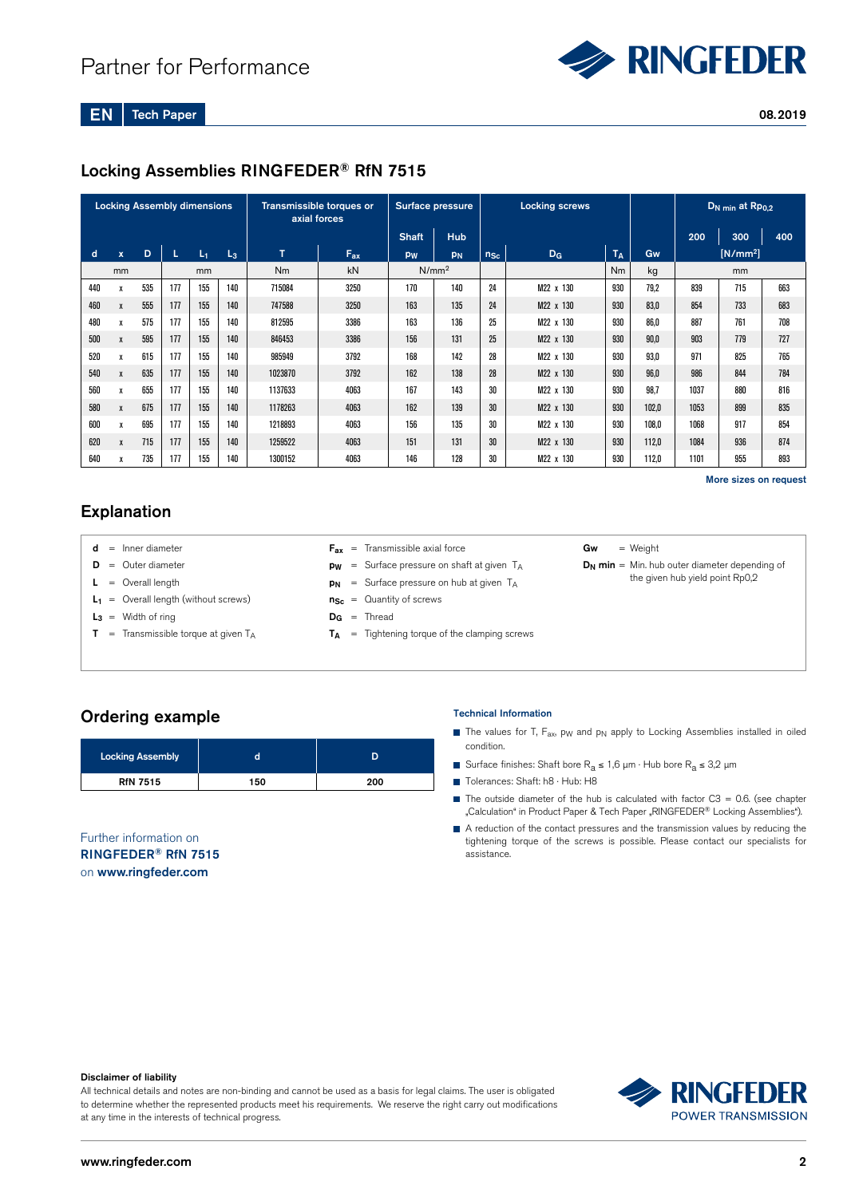Partner for Performance

EN | Tech Paper

08.2019

## Locking Assemblies RINGFEDER® RfN 7515

| Locking Assembly dimensions | | | | | | | Transmissible torques or axial forces | | Surface pressure | | Locking screws | | | | $D_{N\,min}$ at $Rp_{0,2}$ | | |
|---|---|---|---|---|---|---|---|---|---|---|---|---|---|---|---|---|---|
| | | | | | | | | | Shaft | Hub | | | | | 200 | 300 | 400 |
| d | x | D | L | $L_1$ | $L_3$ | T | $F_{ax}$ | $p_W$ | $p_N$ | $n_{Sc}$ | $D_G$ | $T_A$ | Gw | | [N/mm²] | |
| mm | | | mm | | | Nm | kN | N/mm² | | | | Nm | kg | | mm | |
| 440 | x | 535 | 177 | 155 | 140 | 715084 | 3250 | 170 | 140 | 24 | M22 x 130 | 930 | 79,2 | 839 | 715 | 663 |
| 460 | x | 555 | 177 | 155 | 140 | 747588 | 3250 | 163 | 135 | 24 | M22 x 130 | 930 | 83,0 | 854 | 733 | 683 |
| 480 | x | 575 | 177 | 155 | 140 | 812595 | 3386 | 163 | 136 | 25 | M22 x 130 | 930 | 86,0 | 887 | 761 | 708 |
| 500 | x | 595 | 177 | 155 | 140 | 846453 | 3386 | 156 | 131 | 25 | M22 x 130 | 930 | 90,0 | 903 | 779 | 727 |
| 520 | x | 615 | 177 | 155 | 140 | 985949 | 3792 | 168 | 142 | 28 | M22 x 130 | 930 | 93,0 | 971 | 825 | 765 |
| 540 | x | 635 | 177 | 155 | 140 | 1023870 | 3792 | 162 | 138 | 28 | M22 x 130 | 930 | 96,0 | 986 | 844 | 784 |
| 560 | x | 655 | 177 | 155 | 140 | 1137633 | 4063 | 167 | 143 | 30 | M22 x 130 | 930 | 98,7 | 1037 | 880 | 816 |
| 580 | x | 675 | 177 | 155 | 140 | 1178263 | 4063 | 162 | 139 | 30 | M22 x 130 | 930 | 102,0 | 1053 | 899 | 835 |
| 600 | x | 695 | 177 | 155 | 140 | 1218893 | 4063 | 156 | 135 | 30 | M22 x 130 | 930 | 108,0 | 1068 | 917 | 854 |
| 620 | x | 715 | 177 | 155 | 140 | 1259522 | 4063 | 151 | 131 | 30 | M22 x 130 | 930 | 112,0 | 1084 | 936 | 874 |
| 640 | x | 735 | 177 | 155 | 140 | 1300152 | 4063 | 146 | 128 | 30 | M22 x 130 | 930 | 112,0 | 1101 | 955 | 893 |

**More sizes on request**

## Explanation

- **d** = Inner diameter
- **D** = Outer diameter
- **L** = Overall length
- **$L_1$** = Overall length (without screws)
- **$L_3$** = Width of ring
- **T** = Transmissible torque at given $T_A$
- **$F_{ax}$** = Transmissible axial force
- **$p_W$** = Surface pressure on shaft at given $T_A$
- **$p_N$** = Surface pressure on hub at given $T_A$
- **$n_{Sc}$** = Quantity of screws
- **$D_G$** = Thread
- **$T_A$** = Tightening torque of the clamping screws
- **Gw** = Weight
- **$D_{N\,min}$** = Min. hub outer diameter depending of the given hub yield point Rp0,2

## Ordering example

| Locking Assembly | d | D |
|---|---|---|
| RfN 7515 | 150 | 200 |

Further information on
**RINGFEDER® RfN 7515**
on **www.ringfeder.com**

### Technical Information

- The values for T, $F_{ax}$, $p_W$ and $p_N$ apply to Locking Assemblies installed in oiled condition.
- Surface finishes: Shaft bore $R_a \leq 1{,}6$ µm · Hub bore $R_a \leq 3{,}2$ µm
- Tolerances: Shaft: h8 · Hub: H8
- The outside diameter of the hub is calculated with factor C3 = 0.6. (see chapter „Calculation" in Product Paper & Tech Paper „RINGFEDER® Locking Assemblies").
- A reduction of the contact pressures and the transmission values by reducing the tightening torque of the screws is possible. Please contact our specialists for assistance.

**Disclaimer of liability**
All technical details and notes are non-binding and cannot be used as a basis for legal claims. The user is obligated to determine whether the represented products meet his requirements. We reserve the right carry out modifications at any time in the interests of technical progress.

RINGFEDER POWER TRANSMISSION